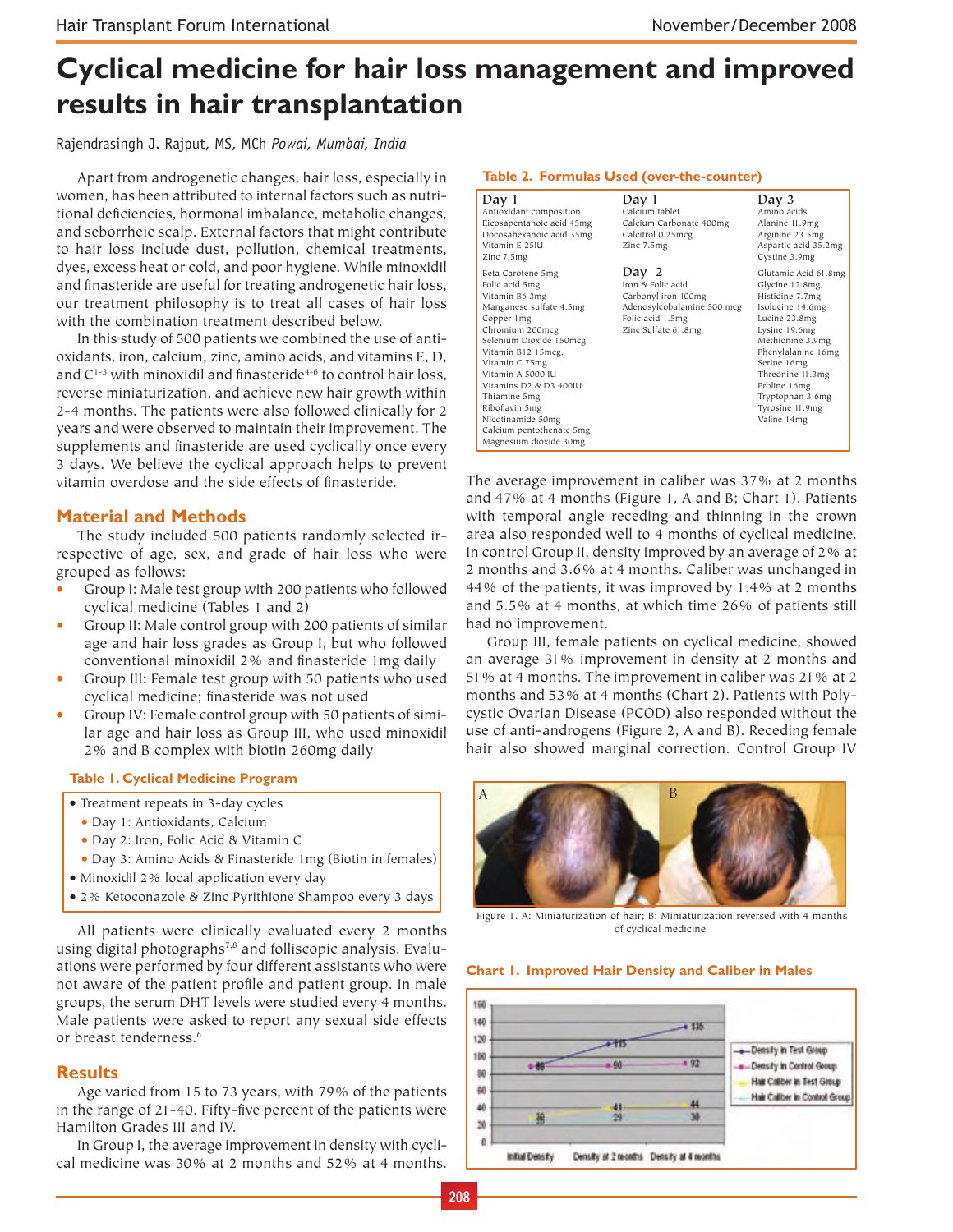# Cyclical medicine for hair loss management and improved results in hair transplantation

Rajendrasingh J. Rajput, MS, MCh *Powai, Mumbai, India*

Apart from androgenetic changes, hair loss, especially in women, has been attributed to internal factors such as nutritional deficiencies, hormonal imbalance, metabolic changes, and seborrheic scalp. External factors that might contribute to hair loss include dust, pollution, chemical treatments, dyes, excess heat or cold, and poor hygiene. While minoxidil and finasteride are useful for treating androgenetic hair loss, our treatment philosophy is to treat all cases of hair loss with the combination treatment described below.

In this study of 500 patients we combined the use of antioxidants, iron, calcium, zinc, amino acids, and vitamins E, D, and C[1-3] with minoxidil and finasteride[4-6] to control hair loss, reverse miniaturization, and achieve new hair growth within 2-4 months. The patients were also followed clinically for 2 years and were observed to maintain their improvement. The supplements and finasteride are used cyclically once every 3 days. We believe the cyclical approach helps to prevent vitamin overdose and the side effects of finasteride.

## Material and Methods

The study included 500 patients randomly selected irrespective of age, sex, and grade of hair loss who were grouped as follows:

- Group I: Male test group with 200 patients who followed cyclical medicine (Tables 1 and 2)
- Group II: Male control group with 200 patients of similar age and hair loss grades as Group I, but who followed conventional minoxidil 2% and finasteride 1mg daily
- Group III: Female test group with 50 patients who used cyclical medicine; finasteride was not used
- Group IV: Female control group with 50 patients of similar age and hair loss as Group III, who used minoxidil 2% and B complex with biotin 260mg daily

**Table 1. Cyclical Medicine Program**

- Treatment repeats in 3-day cycles
  - Day 1: Antioxidants, Calcium
  - Day 2: Iron, Folic Acid & Vitamin C
  - Day 3: Amino Acids & Finasteride 1mg (Biotin in females)
- Minoxidil 2% local application every day
- 2% Ketoconazole & Zinc Pyrithione Shampoo every 3 days

All patients were clinically evaluated every 2 months using digital photographs[7,8] and folliscopic analysis. Evaluations were performed by four different assistants who were not aware of the patient profile and patient group. In male groups, the serum DHT levels were studied every 4 months. Male patients were asked to report any sexual side effects or breast tenderness.[6]

**Table 2. Formulas Used (over-the-counter)**

| Day 1 | Day 1 | Day 3 |
|---|---|---|
| Antioxidant composition | Calcium tablet | Amino acids |
| Eicosapentanoic acid 45mg | Calcium Carbonate 400mg | Alanine 11.9mg |
| Docosahexanoic acid 35mg | Calcitrol 0.25mcg | Arginine 23.5mg |
| Vitamin E 25IU | Zinc 7.5mg | Aspartic acid 35.2mg |
| Zinc 7.5mg | | Cystine 3.9mg |
| Beta Carotene 5mg | **Day 2** | Glutamic Acid 61.8mg |
| Folic acid 5mg | Iron & Folic acid | Glycine 12.8mg, |
| Vitamin B6 3mg | Carbonyl iron 100mg | Histidine 7.7mg |
| Manganese sulfate 4.5mg | Adenosylcobalamine 500 mcg | Isolucine 14.6mg |
| Copper 1mg | Folic acid 1.5mg | Lucine 23.8mg |
| Chromium 200mcg | Zinc Sulfate 61.8mg | Lysine 19.6mg |
| Selenium Dioxide 150mcg | | Methionine 3.9mg |
| Vitamin B12 15mcg. | | Phenylalanine 16mg |
| Vitamin C 75mg | | Serine 16mg |
| Vitamin A 5000 IU | | Threonine 11.3mg |
| Vitamins D2 & D3 400IU | | Proline 16mg |
| Thiamine 5mg | | Tryptophan 3.6mg |
| Riboflavin 5mg | | Tyrosine 11.9mg |
| Nicotinamide 50mg | | Valine 14mg |
| Calcium pentothenate 5mg | | |
| Magnesium dioxide 30mg | | |

## Results

Age varied from 15 to 73 years, with 79% of the patients in the range of 21-40. Fifty-five percent of the patients were Hamilton Grades III and IV.

In Group I, the average improvement in density with cyclical medicine was 30% at 2 months and 52% at 4 months. The average improvement in caliber was 37% at 2 months and 47% at 4 months (Figure 1, A and B; Chart 1). Patients with temporal angle receding and thinning in the crown area also responded well to 4 months of cyclical medicine. In control Group II, density improved by an average of 2% at 2 months and 3.6% at 4 months. Caliber was unchanged in 44% of the patients, it was improved by 1.4% at 2 months and 5.5% at 4 months, at which time 26% of patients still had no improvement.

Group III, female patients on cyclical medicine, showed an average 31% improvement in density at 2 months and 51% at 4 months. The improvement in caliber was 21% at 2 months and 53% at 4 months (Chart 2). Patients with Polycystic Ovarian Disease (PCOD) also responded without the use of anti-androgens (Figure 2, A and B). Receding female hair also showed marginal correction. Control Group IV

Figure 1. A: Miniaturization of hair; B: Miniaturization reversed with 4 months of cyclical medicine

**Chart 1. Improved Hair Density and Caliber in Males**

| | Initial Density | Density at 2 months | Density at 4 months |
|---|---|---|---|
| Density in Test Group | 88 | 115 | 135 |
| Density in Control Group | 88 | 90 | 92 |
| Hair Caliber in Test Group | 30 | 41 | 44 |
| Hair Caliber in Control Group | 28 | 29 | 30 |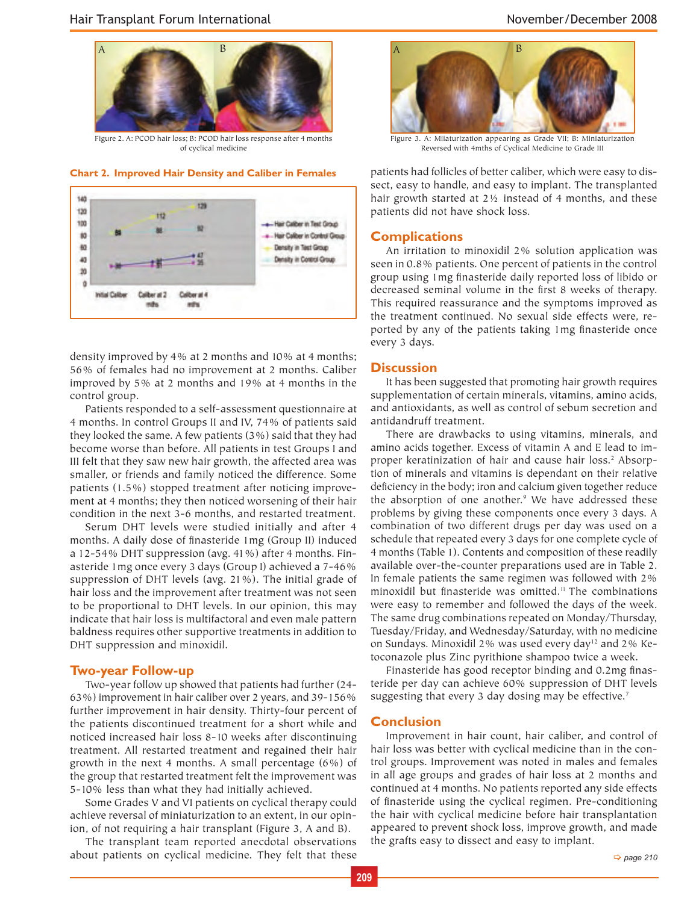Figure 2. A: PCOD hair loss; B: PCOD hair loss response after 4 months of cyclical medicine

**Chart 2. Improved Hair Density and Caliber in Females**

density improved by 4% at 2 months and 10% at 4 months; 56% of females had no improvement at 2 months. Caliber improved by 5% at 2 months and 19% at 4 months in the control group.

Patients responded to a self-assessment questionnaire at 4 months. In control Groups II and IV, 74% of patients said they looked the same. A few patients (3%) said that they had become worse than before. All patients in test Groups I and III felt that they saw new hair growth, the affected area was smaller, or friends and family noticed the difference. Some patients (1.5%) stopped treatment after noticing improvement at 4 months; they then noticed worsening of their hair condition in the next 3-6 months, and restarted treatment.

Serum DHT levels were studied initially and after 4 months. A daily dose of finasteride 1mg (Group II) induced a 12-54% DHT suppression (avg. 41%) after 4 months. Finasteride 1mg once every 3 days (Group I) achieved a 7-46% suppression of DHT levels (avg. 21%). The initial grade of hair loss and the improvement after treatment was not seen to be proportional to DHT levels. In our opinion, this may indicate that hair loss is multifactoral and even male pattern baldness requires other supportive treatments in addition to DHT suppression and minoxidil.

## Two-year Follow-up

Two-year follow up showed that patients had further (24-63%) improvement in hair caliber over 2 years, and 39-156% further improvement in hair density. Thirty-four percent of the patients discontinued treatment for a short while and noticed increased hair loss 8-10 weeks after discontinuing treatment. All restarted treatment and regained their hair growth in the next 4 months. A small percentage (6%) of the group that restarted treatment felt the improvement was 5-10% less than what they had initially achieved.

Some Grades V and VI patients on cyclical therapy could achieve reversal of miniaturization to an extent, in our opinion, of not requiring a hair transplant (Figure 3, A and B).

The transplant team reported anecdotal observations about patients on cyclical medicine. They felt that these patients had follicles of better caliber, which were easy to dissect, easy to handle, and easy to implant. The transplanted hair growth started at 2½ instead of 4 months, and these patients did not have shock loss.

Figure 3. A: Miiaturization appearing as Grade VII; B: Miniaturization Reversed with 4mths of Cyclical Medicine to Grade III

## Complications

An irritation to minoxidil 2% solution application was seen in 0.8% patients. One percent of patients in the control group using 1mg finasteride daily reported loss of libido or decreased seminal volume in the first 8 weeks of therapy. This required reassurance and the symptoms improved as the treatment continued. No sexual side effects were, reported by any of the patients taking 1mg finasteride once every 3 days.

## Discussion

It has been suggested that promoting hair growth requires supplementation of certain minerals, vitamins, amino acids, and antioxidants, as well as control of sebum secretion and antidandruff treatment.

There are drawbacks to using vitamins, minerals, and amino acids together. Excess of vitamin A and E lead to improper keratinization of hair and cause hair loss.[2] Absorption of minerals and vitamins is dependant on their relative deficiency in the body; iron and calcium given together reduce the absorption of one another.[9] We have addressed these problems by giving these components once every 3 days. A combination of two different drugs per day was used on a schedule that repeated every 3 days for one complete cycle of 4 months (Table 1). Contents and composition of these readily available over-the-counter preparations used are in Table 2. In female patients the same regimen was followed with 2% minoxidil but finasteride was omitted.[11] The combinations were easy to remember and followed the days of the week. The same drug combinations repeated on Monday/Thursday, Tuesday/Friday, and Wednesday/Saturday, with no medicine on Sundays. Minoxidil 2% was used every day[12] and 2% Ketoconazole plus Zinc pyrithione shampoo twice a week.

Finasteride has good receptor binding and 0.2mg finasteride per day can achieve 60% suppression of DHT levels suggesting that every 3 day dosing may be effective.[7]

## Conclusion

Improvement in hair count, hair caliber, and control of hair loss was better with cyclical medicine than in the control groups. Improvement was noted in males and females in all age groups and grades of hair loss at 2 months and continued at 4 months. No patients reported any side effects of finasteride using the cyclical regimen. Pre-conditioning the hair with cyclical medicine before hair transplantation appeared to prevent shock loss, improve growth, and made the grafts easy to dissect and easy to implant.

⇨ page 210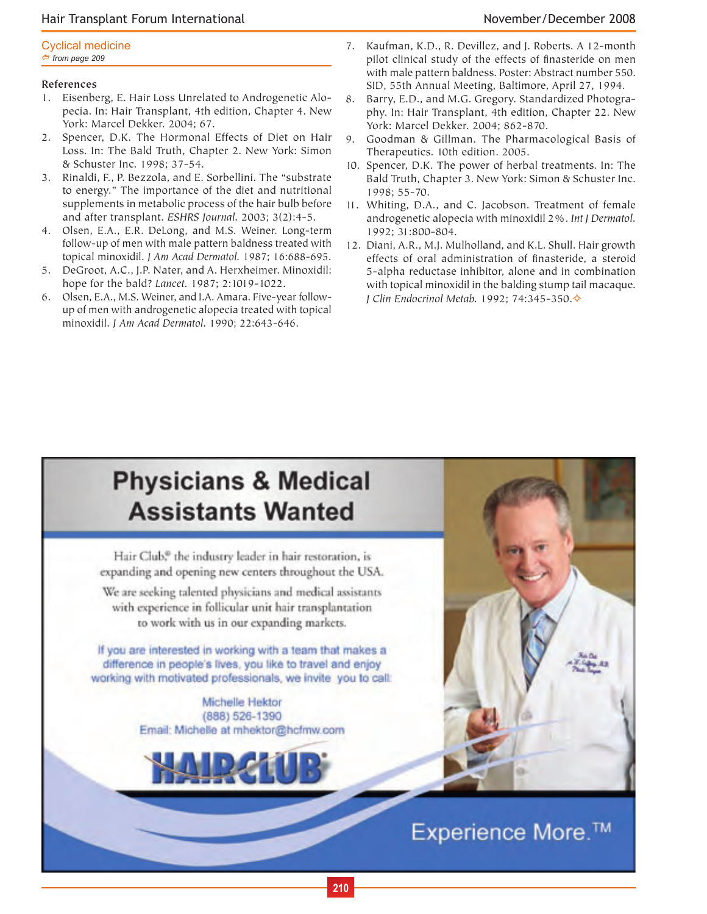Cyclical medicine

from page 209

**References**

1. Eisenberg, E. Hair Loss Unrelated to Androgenetic Alopecia. In: Hair Transplant, 4th edition, Chapter 4. New York: Marcel Dekker. 2004; 67.
2. Spencer, D.K. The Hormonal Effects of Diet on Hair Loss. In: The Bald Truth, Chapter 2. New York: Simon & Schuster Inc. 1998; 37-54.
3. Rinaldi, F., P. Bezzola, and E. Sorbellini. The "substrate to energy." The importance of the diet and nutritional supplements in metabolic process of the hair bulb before and after transplant. *ESHRS Journal*. 2003; 3(2):4-5.
4. Olsen, E.A., E.R. DeLong, and M.S. Weiner. Long-term follow-up of men with male pattern baldness treated with topical minoxidil. *J Am Acad Dermatol*. 1987; 16:688-695.
5. DeGroot, A.C., J.P. Nater, and A. Herxheimer. Minoxidil: hope for the bald? *Lancet*. 1987; 2:1019-1022.
6. Olsen, E.A., M.S. Weiner, and I.A. Amara. Five-year follow-up of men with androgenetic alopecia treated with topical minoxidil. *J Am Acad Dermatol*. 1990; 22:643-646.
7. Kaufman, K.D., R. Devillez, and J. Roberts. A 12-month pilot clinical study of the effects of finasteride on men with male pattern baldness. Poster: Abstract number 550. SID, 55th Annual Meeting, Baltimore, April 27, 1994.
8. Barry, E.D., and M.G. Gregory. Standardized Photography. In: Hair Transplant, 4th edition, Chapter 22. New York: Marcel Dekker. 2004; 862-870.
9. Goodman & Gillman. The Pharmacological Basis of Therapeutics. 10th edition. 2005.
10. Spencer, D.K. The power of herbal treatments. In: The Bald Truth, Chapter 3. New York: Simon & Schuster Inc. 1998; 55-70.
11. Whiting, D.A., and C. Jacobson. Treatment of female androgenetic alopecia with minoxidil 2%. *Int J Dermatol*. 1992; 31:800-804.
12. Diani, A.R., M.J. Mulholland, and K.L. Shull. Hair growth effects of oral administration of finasteride, a steroid 5-alpha reductase inhibitor, alone and in combination with topical minoxidil in the balding stump tail macaque. *J Clin Endocrinol Metab*. 1992; 74:345-350.

# Physicians & Medical Assistants Wanted

Hair Club,® the industry leader in hair restoration, is expanding and opening new centers throughout the USA.

We are seeking talented physicians and medical assistants with experience in follicular unit hair transplantation to work with us in our expanding markets.

If you are interested in working with a team that makes a difference in people's lives, you like to travel and enjoy working with motivated professionals, we invite you to call:

Michelle Hektor
(888) 526-1390
Email: Michelle at mhektor@hcfmw.com

HAIRCLUB®

Experience More.™